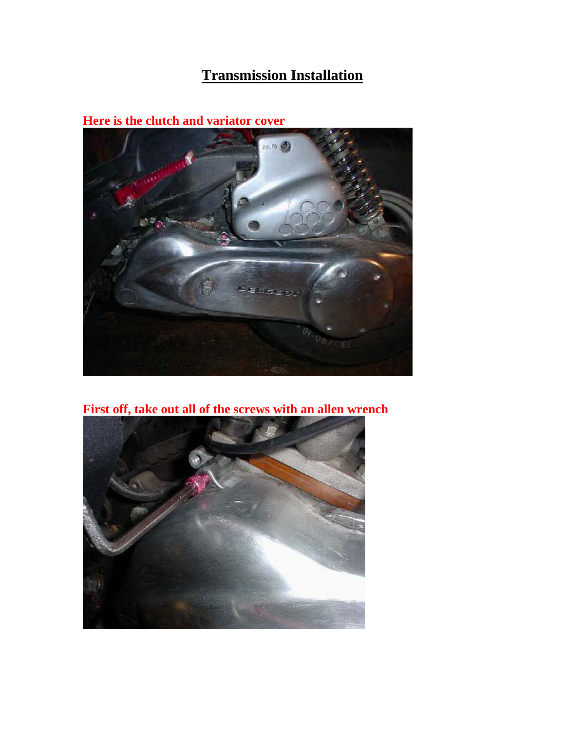# Transmission Installation

**Here is the clutch and variator cover**

**First off, take out all of the screws with an allen wrench**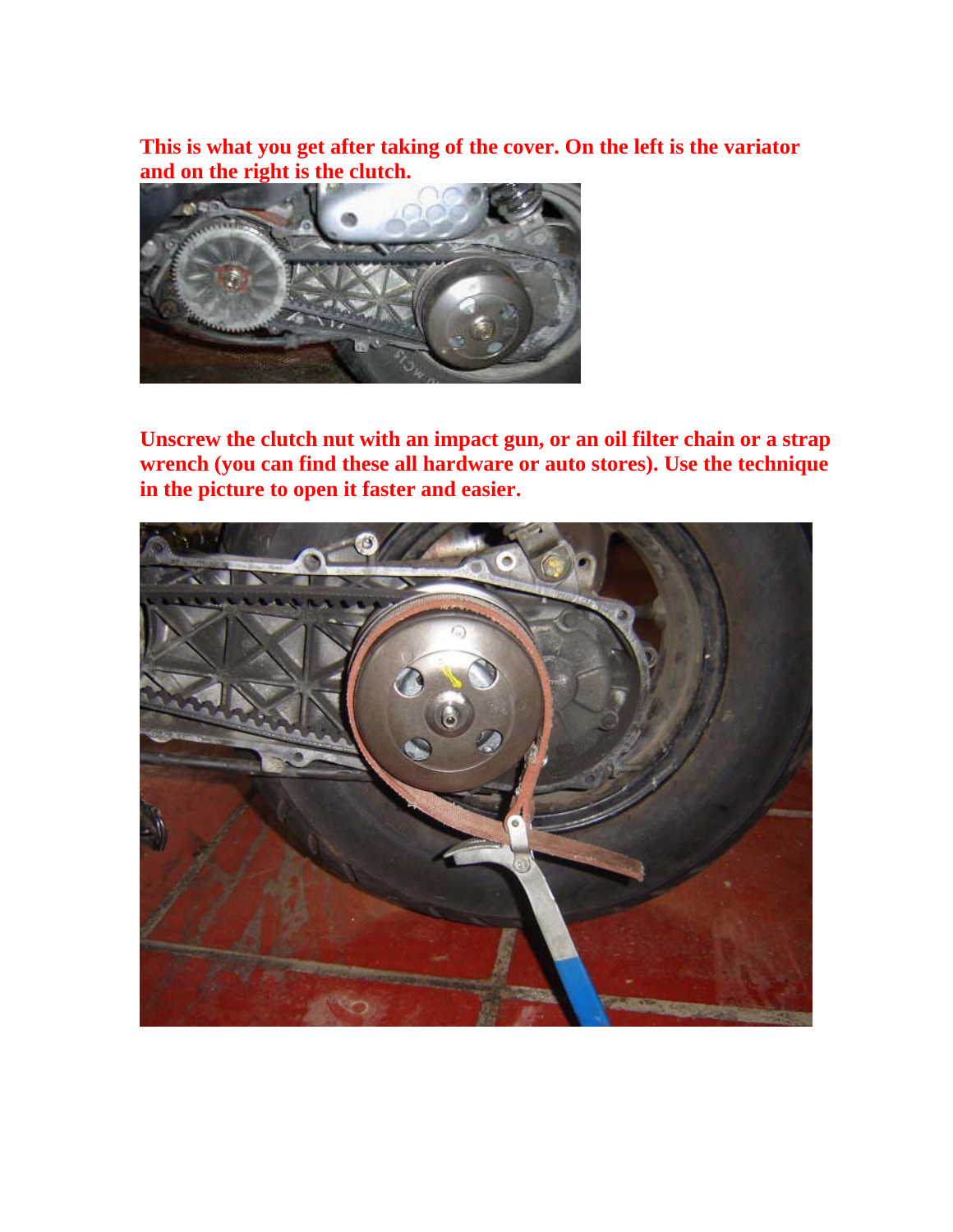**This is what you get after taking of the cover. On the left is the variator and on the right is the clutch.**

**Unscrew the clutch nut with an impact gun, or an oil filter chain or a strap wrench (you can find these all hardware or auto stores). Use the technique in the picture to open it faster and easier.**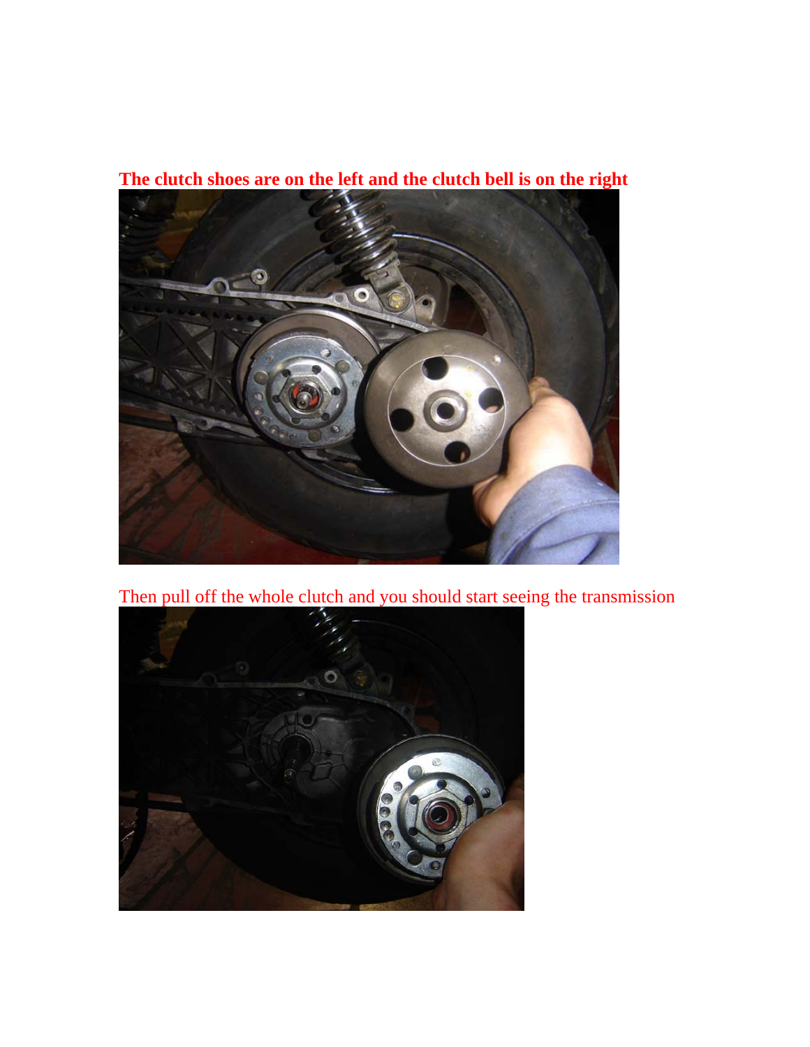**The clutch shoes are on the left and the clutch bell is on the right**

Then pull off the whole clutch and you should start seeing the transmission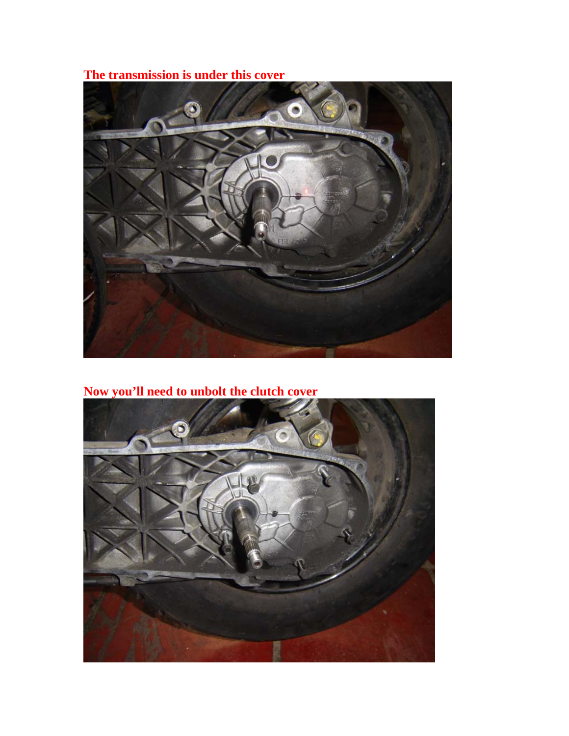**The transmission is under this cover**

**Now you'll need to unbolt the clutch cover**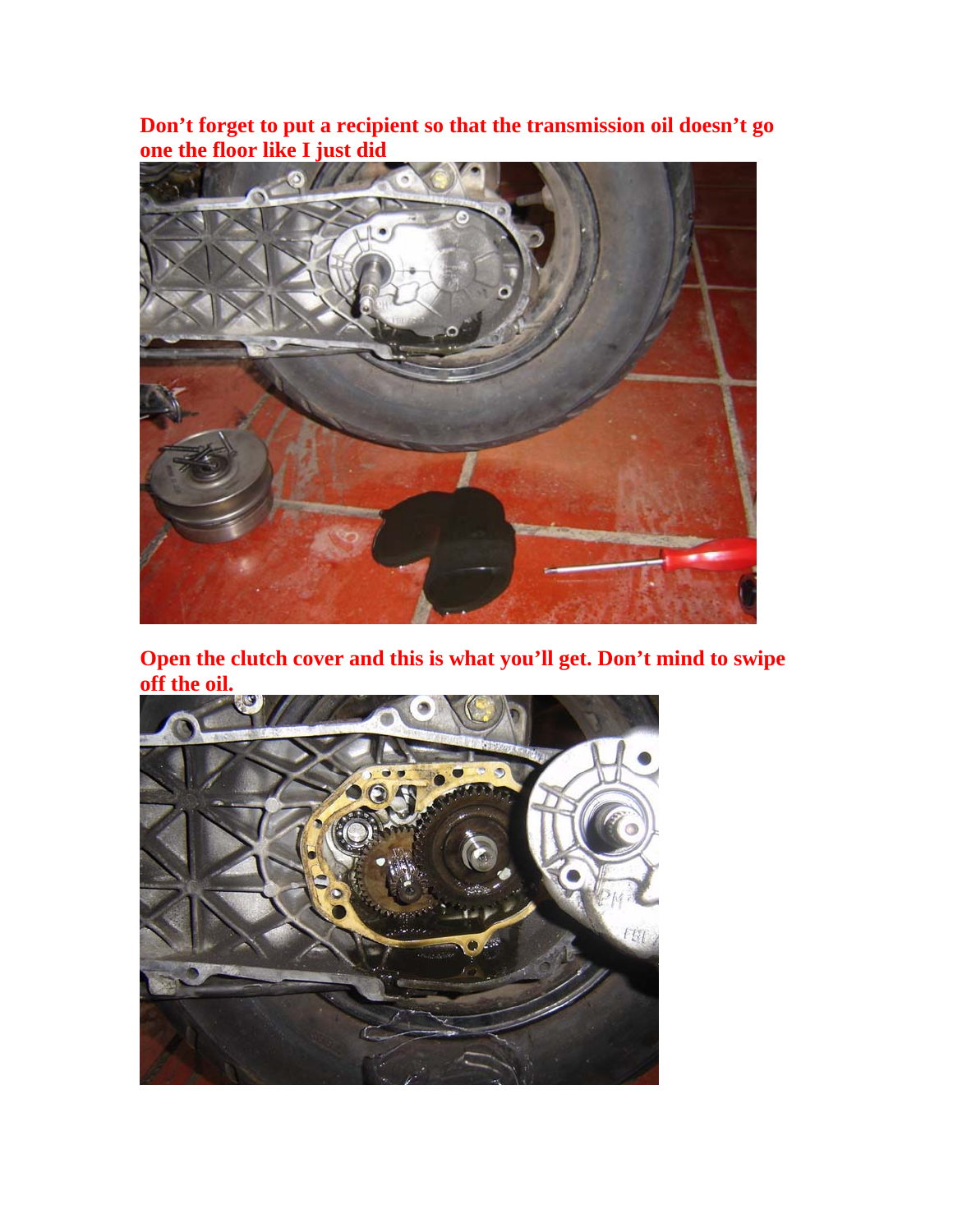**Don't forget to put a recipient so that the transmission oil doesn't go one the floor like I just did**

**Open the clutch cover and this is what you'll get. Don't mind to swipe off the oil.**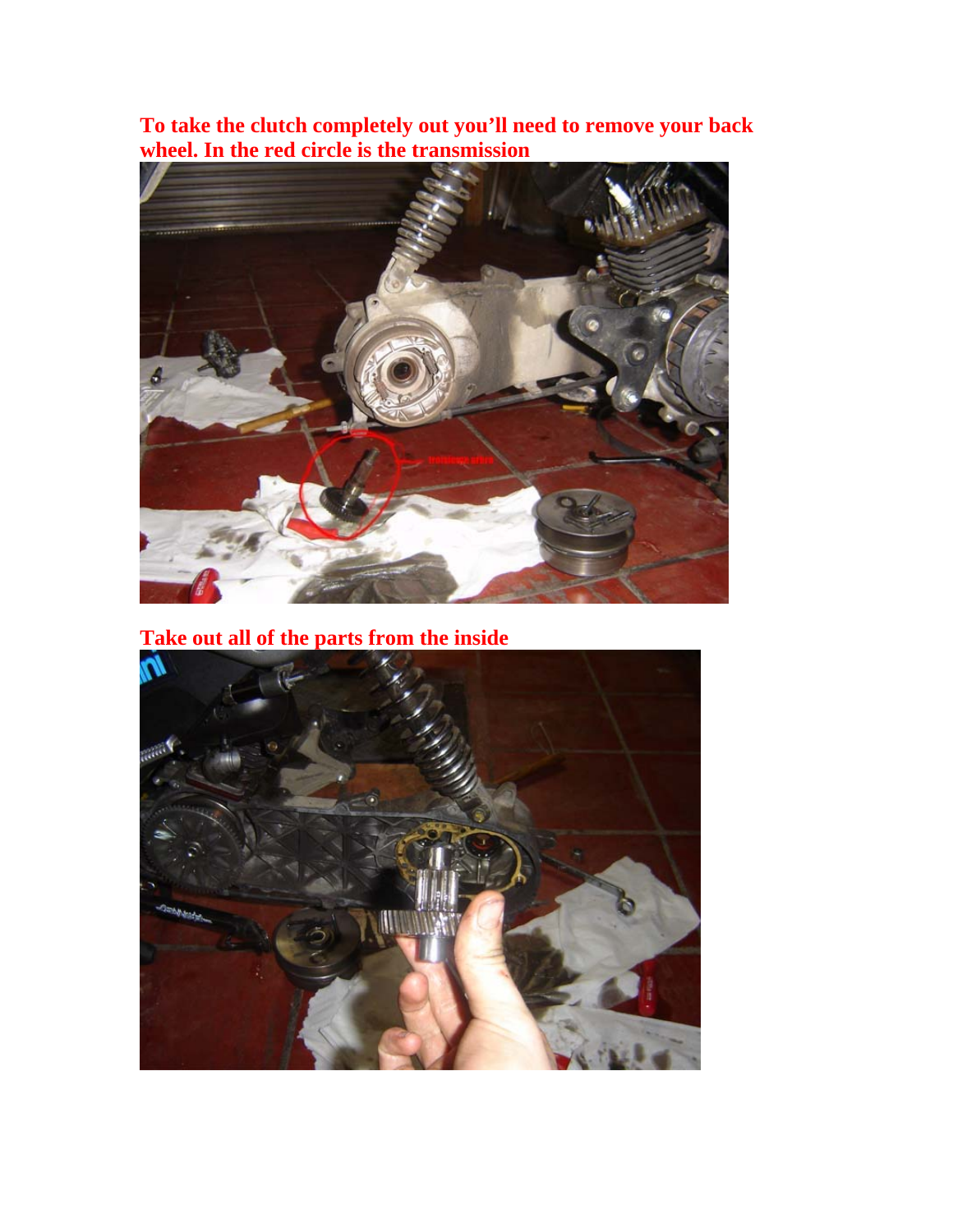**To take the clutch completely out you'll need to remove your back wheel. In the red circle is the transmission**

**Take out all of the parts from the inside**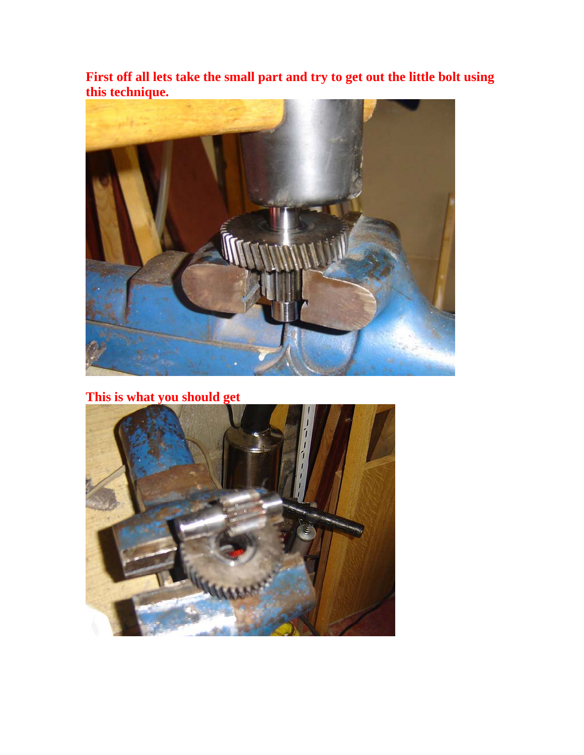**First off all lets take the small part and try to get out the little bolt using this technique.**

**This is what you should get**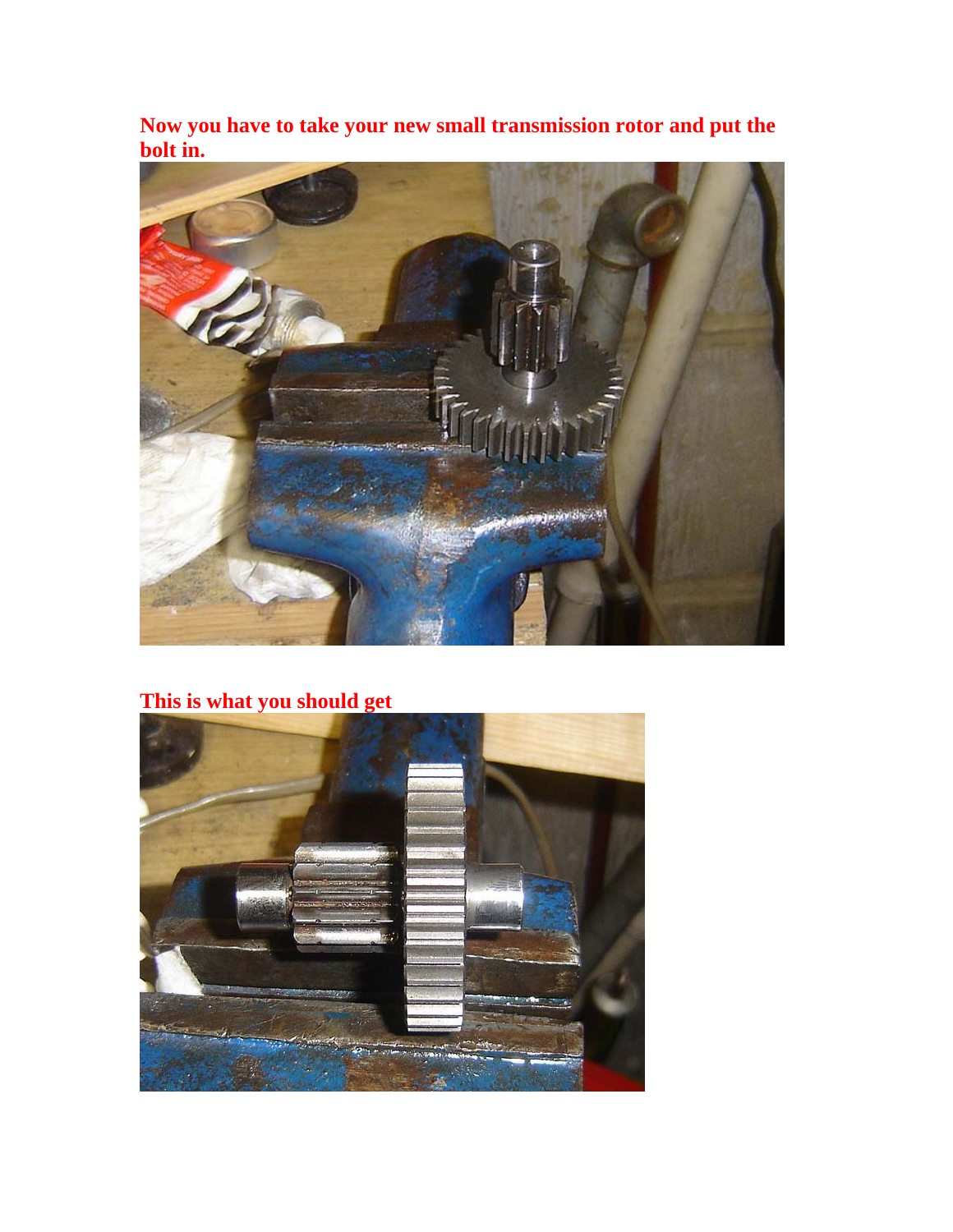**Now you have to take your new small transmission rotor and put the bolt in.**

**This is what you should get**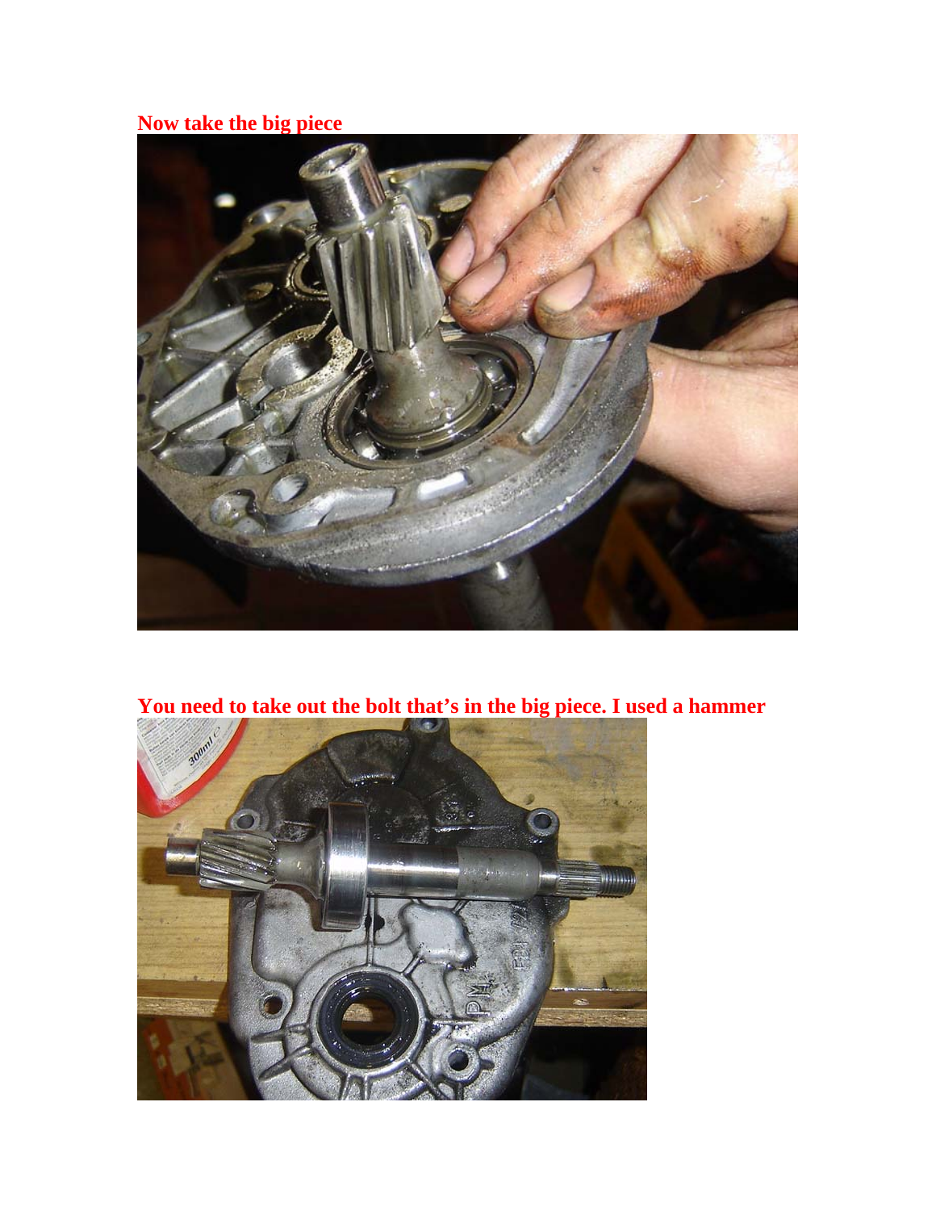**Now take the big piece**

**You need to take out the bolt that's in the big piece. I used a hammer**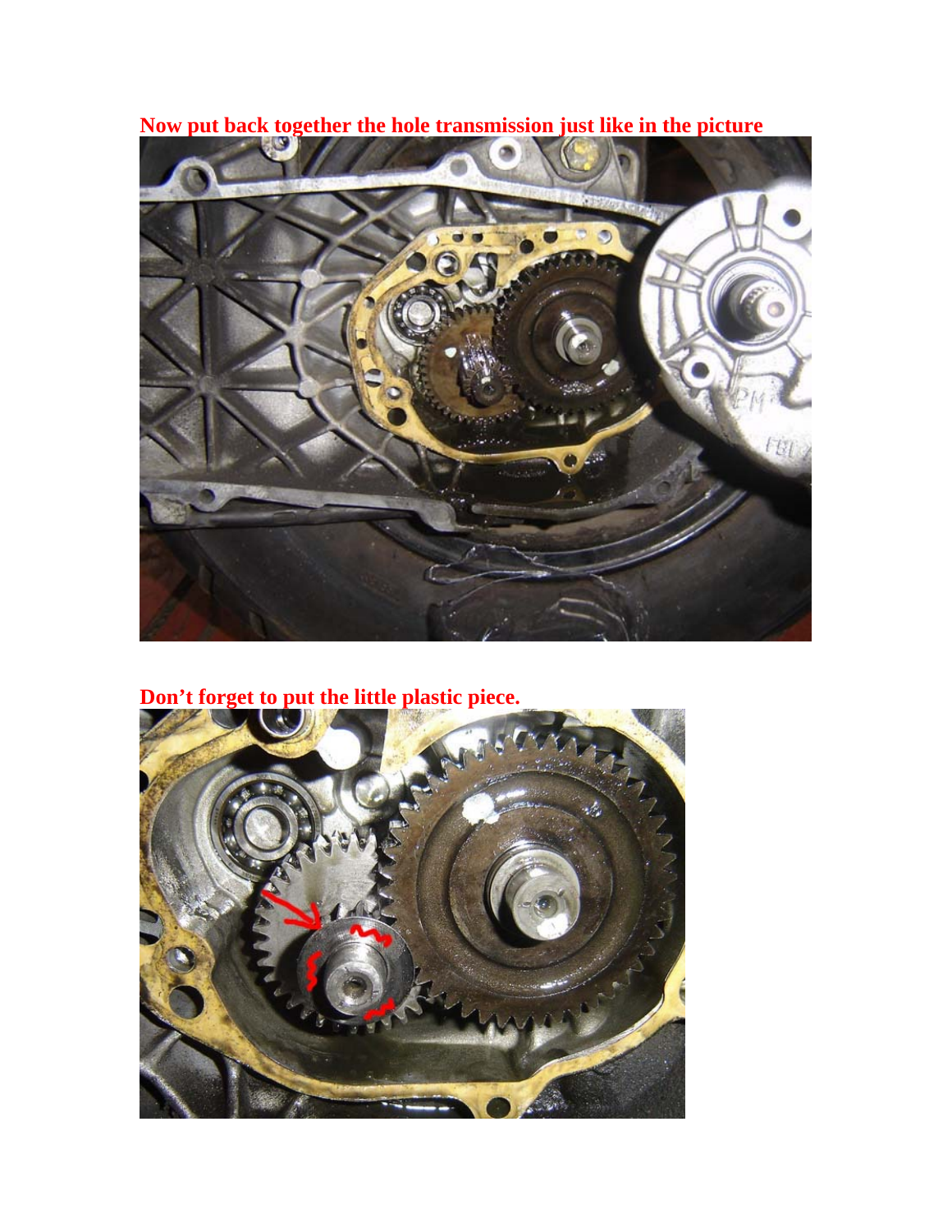**Now put back together the hole transmission just like in the picture**

**Don’t forget to put the little plastic piece.**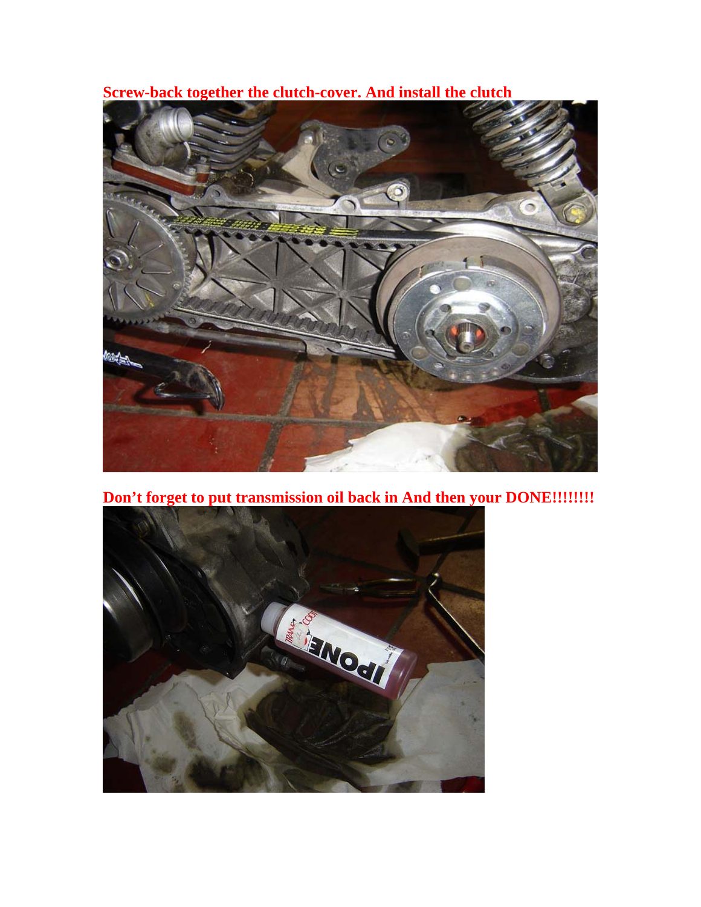**Screw-back together the clutch-cover. And install the clutch**

**Don't forget to put transmission oil back in And then your DONE!!!!!!!!**